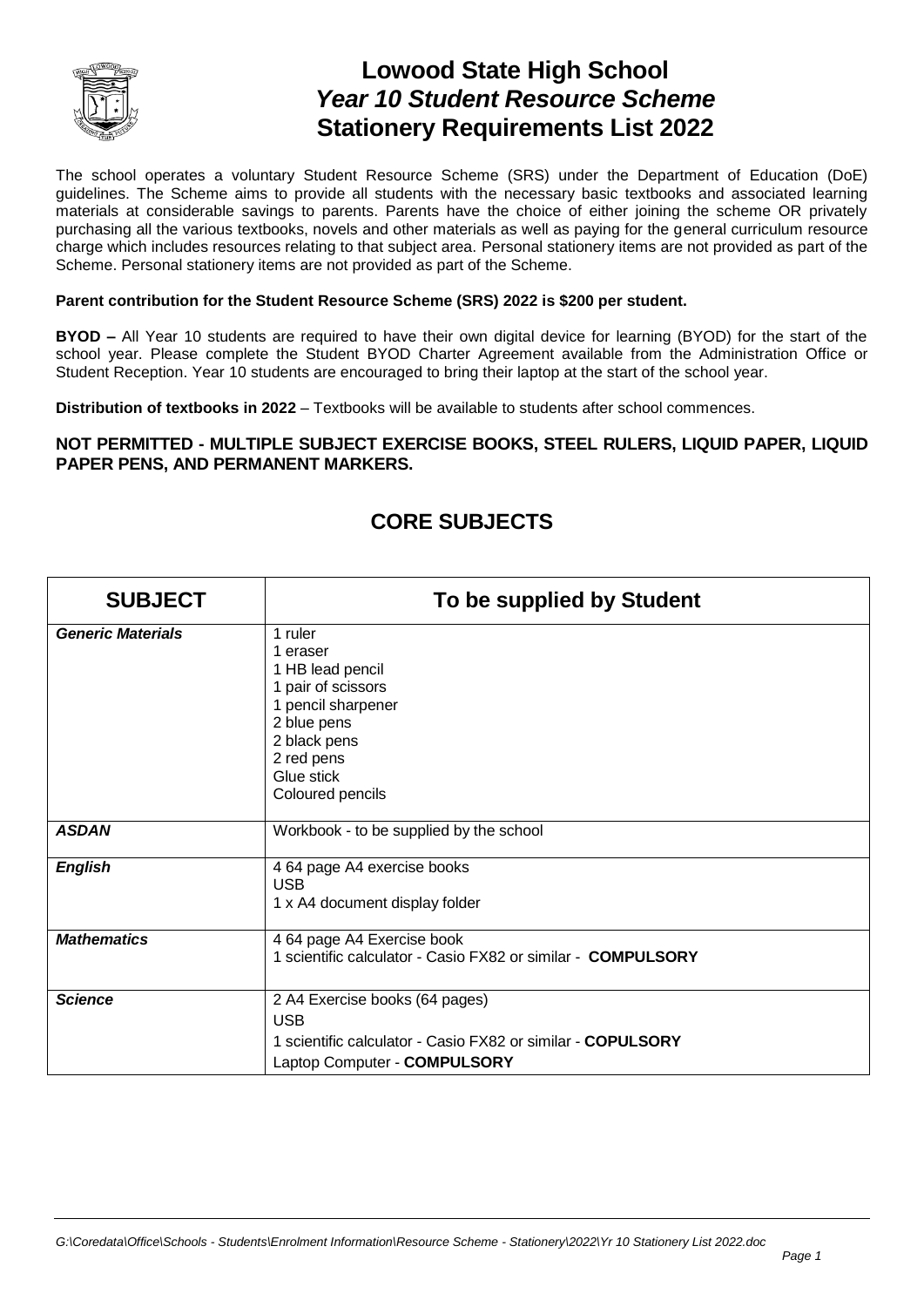# Lowood State High School
## *Year 10 Student Resource Scheme*
## Stationery Requirements List 2022

The school operates a voluntary Student Resource Scheme (SRS) under the Department of Education (DoE) guidelines. The Scheme aims to provide all students with the necessary basic textbooks and associated learning materials at considerable savings to parents. Parents have the choice of either joining the scheme OR privately purchasing all the various textbooks, novels and other materials as well as paying for the general curriculum resource charge which includes resources relating to that subject area. Personal stationery items are not provided as part of the Scheme. Personal stationery items are not provided as part of the Scheme.

**Parent contribution for the Student Resource Scheme (SRS) 2022 is $200 per student.**

**BYOD –** All Year 10 students are required to have their own digital device for learning (BYOD) for the start of the school year. Please complete the Student BYOD Charter Agreement available from the Administration Office or Student Reception. Year 10 students are encouraged to bring their laptop at the start of the school year.

**Distribution of textbooks in 2022** – Textbooks will be available to students after school commences.

**NOT PERMITTED - MULTIPLE SUBJECT EXERCISE BOOKS, STEEL RULERS, LIQUID PAPER, LIQUID PAPER PENS, AND PERMANENT MARKERS.**

## CORE SUBJECTS

| SUBJECT | To be supplied by Student |
|---|---|
| ***Generic Materials*** | 1 ruler<br>1 eraser<br>1 HB lead pencil<br>1 pair of scissors<br>1 pencil sharpener<br>2 blue pens<br>2 black pens<br>2 red pens<br>Glue stick<br>Coloured pencils |
| ***ASDAN*** | Workbook - to be supplied by the school |
| ***English*** | 4 64 page A4 exercise books<br>USB<br>1 x A4 document display folder |
| ***Mathematics*** | 4 64 page A4 Exercise book<br>1 scientific calculator - Casio FX82 or similar - **COMPULSORY** |
| ***Science*** | 2 A4 Exercise books (64 pages)<br>USB<br>1 scientific calculator - Casio FX82 or similar - **COPULSORY**<br>Laptop Computer - **COMPULSORY** |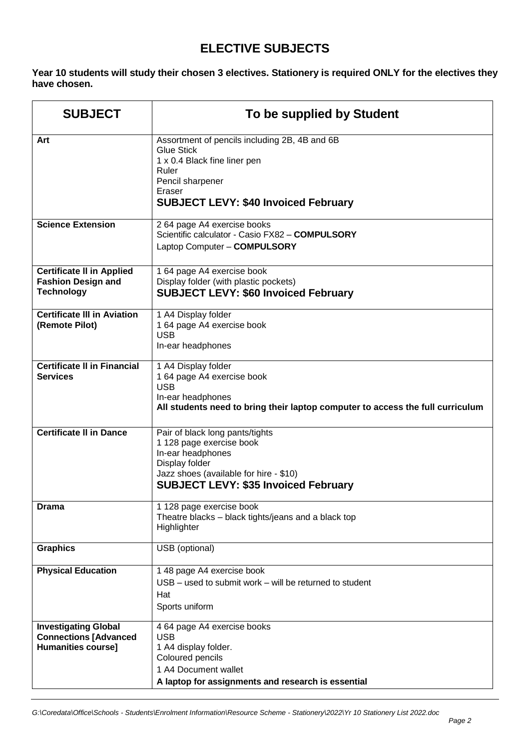# ELECTIVE SUBJECTS

**Year 10 students will study their chosen 3 electives. Stationery is required ONLY for the electives they have chosen.**

| SUBJECT | To be supplied by Student |
|---|---|
| **Art** | Assortment of pencils including 2B, 4B and 6B<br>Glue Stick<br>1 x 0.4 Black fine liner pen<br>Ruler<br>Pencil sharpener<br>Eraser<br>**SUBJECT LEVY: $40 Invoiced February** |
| **Science Extension** | 2 64 page A4 exercise books<br>Scientific calculator - Casio FX82 – **COMPULSORY**<br>Laptop Computer – **COMPULSORY** |
| **Certificate ll in Applied Fashion Design and Technology** | 1 64 page A4 exercise book<br>Display folder (with plastic pockets)<br>**SUBJECT LEVY: $60 Invoiced February** |
| **Certificate lll in Aviation (Remote Pilot)** | 1 A4 Display folder<br>1 64 page A4 exercise book<br>USB<br>In-ear headphones |
| **Certificate ll in Financial Services** | 1 A4 Display folder<br>1 64 page A4 exercise book<br>USB<br>In-ear headphones<br>**All students need to bring their laptop computer to access the full curriculum** |
| **Certificate ll in Dance** | Pair of black long pants/tights<br>1 128 page exercise book<br>In-ear headphones<br>Display folder<br>Jazz shoes (available for hire - $10)<br>**SUBJECT LEVY: $35 Invoiced February** |
| **Drama** | 1 128 page exercise book<br>Theatre blacks – black tights/jeans and a black top<br>Highlighter |
| **Graphics** | USB (optional) |
| **Physical Education** | 1 48 page A4 exercise book<br>USB – used to submit work – will be returned to student<br>Hat<br>Sports uniform |
| **Investigating Global Connections [Advanced Humanities course]** | 4 64 page A4 exercise books<br>USB<br>1 A4 display folder.<br>Coloured pencils<br>1 A4 Document wallet<br>**A laptop for assignments and research is essential** |

*G:\Coredata\Office\Schools - Students\Enrolment Information\Resource Scheme - Stationery\2022\Yr 10 Stationery List 2022.doc*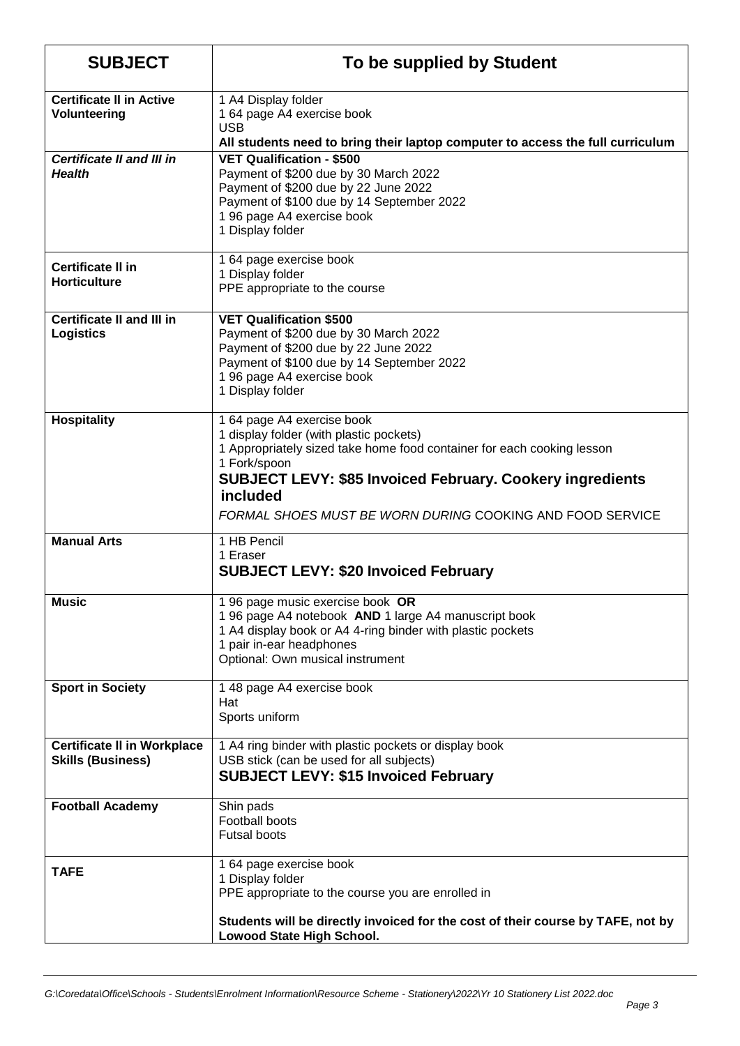| SUBJECT | To be supplied by Student |
|---|---|
| **Certificate II in Active Volunteering** | 1 A4 Display folder<br>1 64 page A4 exercise book<br>USB<br>**All students need to bring their laptop computer to access the full curriculum** |
| ***Certificate II and III in Health*** | **VET Qualification - $500**<br>Payment of $200 due by 30 March 2022<br>Payment of $200 due by 22 June 2022<br>Payment of $100 due by 14 September 2022<br>1 96 page A4 exercise book<br>1 Display folder |
| **Certificate II in Horticulture** | 1 64 page exercise book<br>1 Display folder<br>PPE appropriate to the course |
| **Certificate II and III in Logistics** | **VET Qualification $500**<br>Payment of $200 due by 30 March 2022<br>Payment of $200 due by 22 June 2022<br>Payment of $100 due by 14 September 2022<br>1 96 page A4 exercise book<br>1 Display folder |
| **Hospitality** | 1 64 page A4 exercise book<br>1 display folder (with plastic pockets)<br>1 Appropriately sized take home food container for each cooking lesson<br>1 Fork/spoon<br>**SUBJECT LEVY: $85 Invoiced February. Cookery ingredients included**<br>*FORMAL SHOES MUST BE WORN DURING* COOKING AND FOOD SERVICE |
| **Manual Arts** | 1 HB Pencil<br>1 Eraser<br>**SUBJECT LEVY: $20 Invoiced February** |
| **Music** | 1 96 page music exercise book **OR**<br>1 96 page A4 notebook **AND** 1 large A4 manuscript book<br>1 A4 display book or A4 4-ring binder with plastic pockets<br>1 pair in-ear headphones<br>Optional: Own musical instrument |
| **Sport in Society** | 1 48 page A4 exercise book<br>Hat<br>Sports uniform |
| **Certificate II in Workplace Skills (Business)** | 1 A4 ring binder with plastic pockets or display book<br>USB stick (can be used for all subjects)<br>**SUBJECT LEVY: $15 Invoiced February** |
| **Football Academy** | Shin pads<br>Football boots<br>Futsal boots |
| **TAFE** | 1 64 page exercise book<br>1 Display folder<br>PPE appropriate to the course you are enrolled in<br>**Students will be directly invoiced for the cost of their course by TAFE, not by Lowood State High School.** |

*G:\Coredata\Office\Schools - Students\Enrolment Information\Resource Scheme - Stationery\2022\Yr 10 Stationery List 2022.doc*